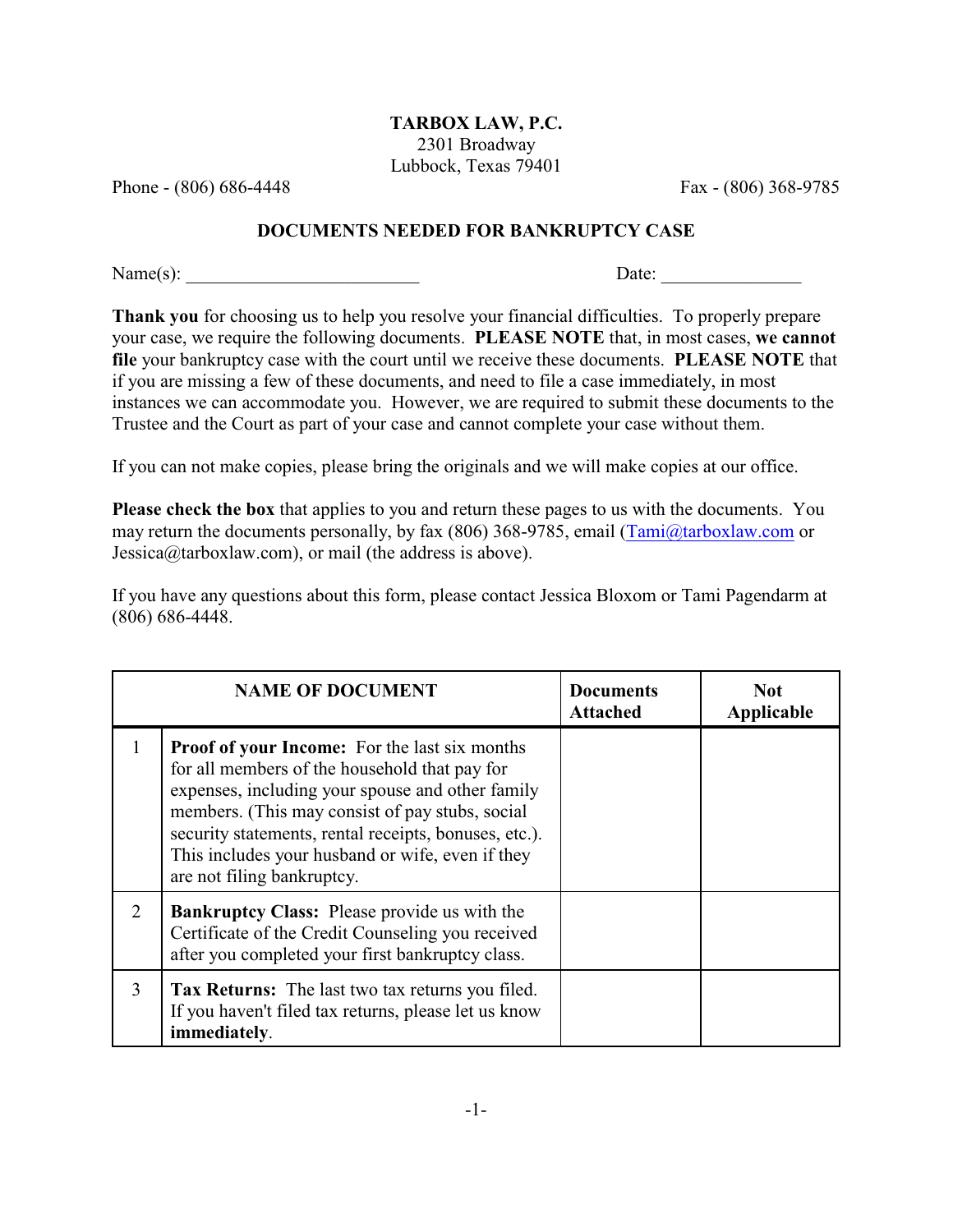**TARBOX LAW, P.C.**
2301 Broadway
Lubbock, Texas 79401

Phone - (806) 686-4448 Fax - (806) 368-9785

## DOCUMENTS NEEDED FOR BANKRUPTCY CASE

Name(s): ________________________ Date: _______________

**Thank you** for choosing us to help you resolve your financial difficulties. To properly prepare your case, we require the following documents. **PLEASE NOTE** that, in most cases, **we cannot file** your bankruptcy case with the court until we receive these documents. **PLEASE NOTE** that if you are missing a few of these documents, and need to file a case immediately, in most instances we can accommodate you. However, we are required to submit these documents to the Trustee and the Court as part of your case and cannot complete your case without them.

If you can not make copies, please bring the originals and we will make copies at our office.

**Please check the box** that applies to you and return these pages to us with the documents. You may return the documents personally, by fax (806) 368-9785, email (Tami@tarboxlaw.com or Jessica@tarboxlaw.com), or mail (the address is above).

If you have any questions about this form, please contact Jessica Bloxom or Tami Pagendarm at (806) 686-4448.

| | NAME OF DOCUMENT | Documents Attached | Not Applicable |
|---|---|---|---|
| 1 | **Proof of your Income:** For the last six months for all members of the household that pay for expenses, including your spouse and other family members. (This may consist of pay stubs, social security statements, rental receipts, bonuses, etc.). This includes your husband or wife, even if they are not filing bankruptcy. | | |
| 2 | **Bankruptcy Class:** Please provide us with the Certificate of the Credit Counseling you received after you completed your first bankruptcy class. | | |
| 3 | **Tax Returns:** The last two tax returns you filed. If you haven't filed tax returns, please let us know **immediately**. | | |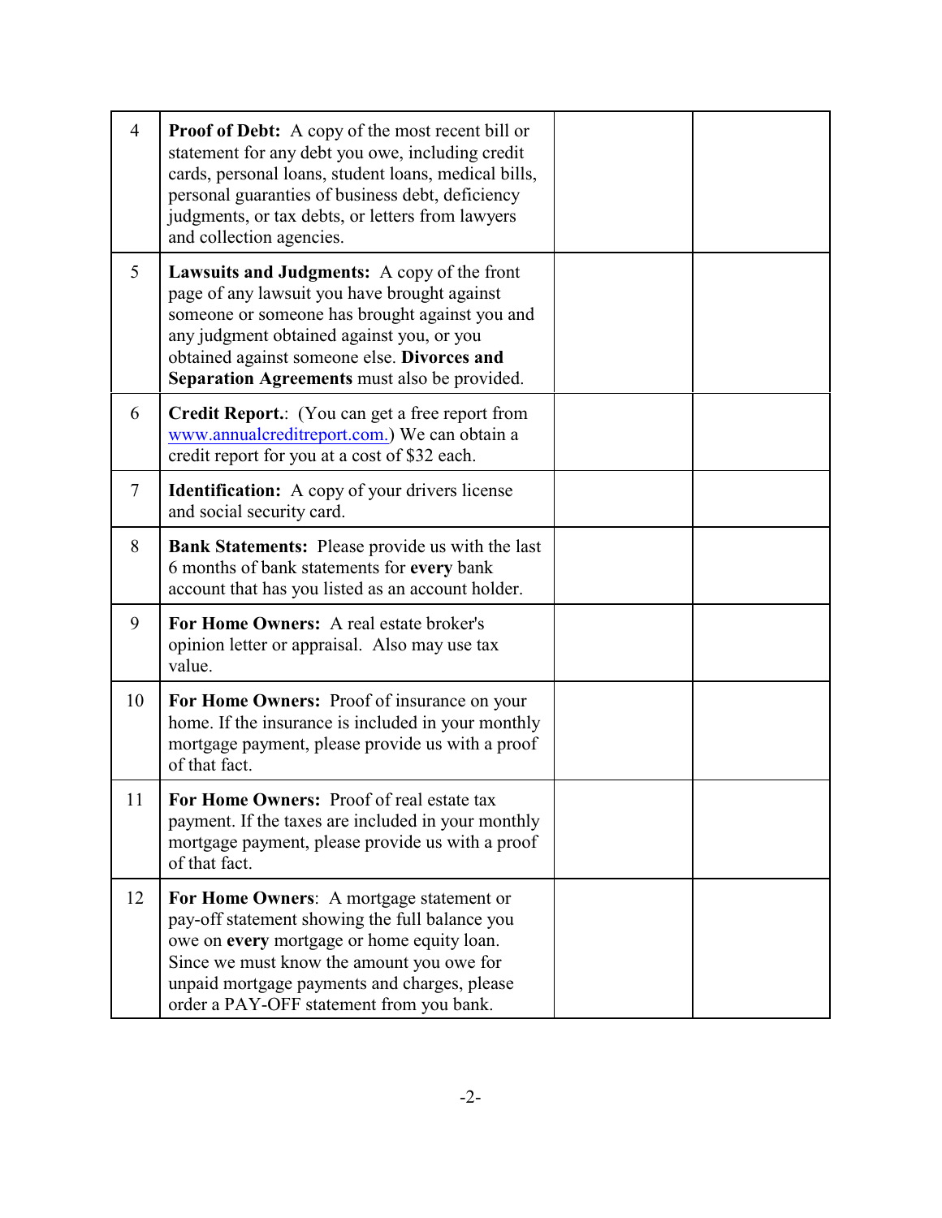| | | | |
|---|---|---|---|
| 4 | **Proof of Debt:** A copy of the most recent bill or statement for any debt you owe, including credit cards, personal loans, student loans, medical bills, personal guaranties of business debt, deficiency judgments, or tax debts, or letters from lawyers and collection agencies. | | |
| 5 | **Lawsuits and Judgments:** A copy of the front page of any lawsuit you have brought against someone or someone has brought against you and any judgment obtained against you, or you obtained against someone else. **Divorces and Separation Agreements** must also be provided. | | |
| 6 | **Credit Report.**: (You can get a free report from www.annualcreditreport.com.) We can obtain a credit report for you at a cost of $32 each. | | |
| 7 | **Identification:** A copy of your drivers license and social security card. | | |
| 8 | **Bank Statements:** Please provide us with the last 6 months of bank statements for **every** bank account that has you listed as an account holder. | | |
| 9 | **For Home Owners:** A real estate broker's opinion letter or appraisal. Also may use tax value. | | |
| 10 | **For Home Owners:** Proof of insurance on your home. If the insurance is included in your monthly mortgage payment, please provide us with a proof of that fact. | | |
| 11 | **For Home Owners:** Proof of real estate tax payment. If the taxes are included in your monthly mortgage payment, please provide us with a proof of that fact. | | |
| 12 | **For Home Owners**: A mortgage statement or pay-off statement showing the full balance you owe on **every** mortgage or home equity loan. Since we must know the amount you owe for unpaid mortgage payments and charges, please order a PAY-OFF statement from you bank. | | |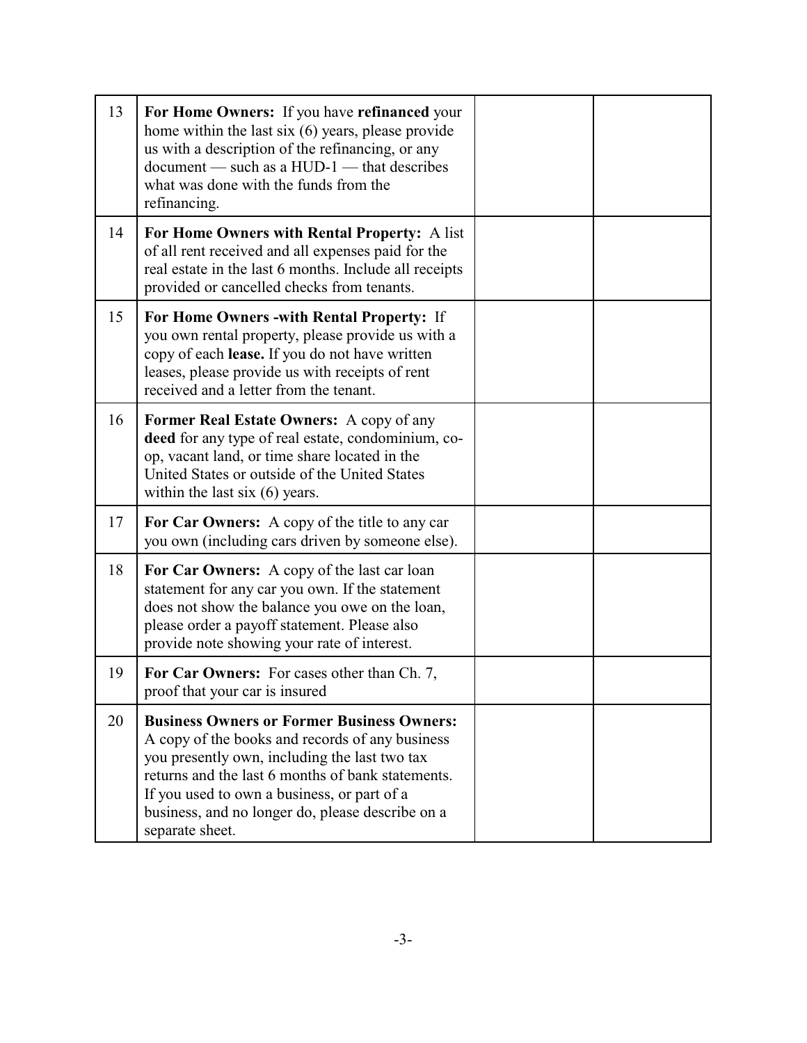| | | | |
|---|---|---|---|
| 13 | **For Home Owners:** If you have **refinanced** your home within the last six (6) years, please provide us with a description of the refinancing, or any document — such as a HUD-1 — that describes what was done with the funds from the refinancing. | | |
| 14 | **For Home Owners with Rental Property:** A list of all rent received and all expenses paid for the real estate in the last 6 months. Include all receipts provided or cancelled checks from tenants. | | |
| 15 | **For Home Owners -with Rental Property:** If you own rental property, please provide us with a copy of each **lease.** If you do not have written leases, please provide us with receipts of rent received and a letter from the tenant. | | |
| 16 | **Former Real Estate Owners:** A copy of any **deed** for any type of real estate, condominium, co-op, vacant land, or time share located in the United States or outside of the United States within the last six (6) years. | | |
| 17 | **For Car Owners:** A copy of the title to any car you own (including cars driven by someone else). | | |
| 18 | **For Car Owners:** A copy of the last car loan statement for any car you own. If the statement does not show the balance you owe on the loan, please order a payoff statement. Please also provide note showing your rate of interest. | | |
| 19 | **For Car Owners:** For cases other than Ch. 7, proof that your car is insured | | |
| 20 | **Business Owners or Former Business Owners:** A copy of the books and records of any business you presently own, including the last two tax returns and the last 6 months of bank statements. If you used to own a business, or part of a business, and no longer do, please describe on a separate sheet. | | |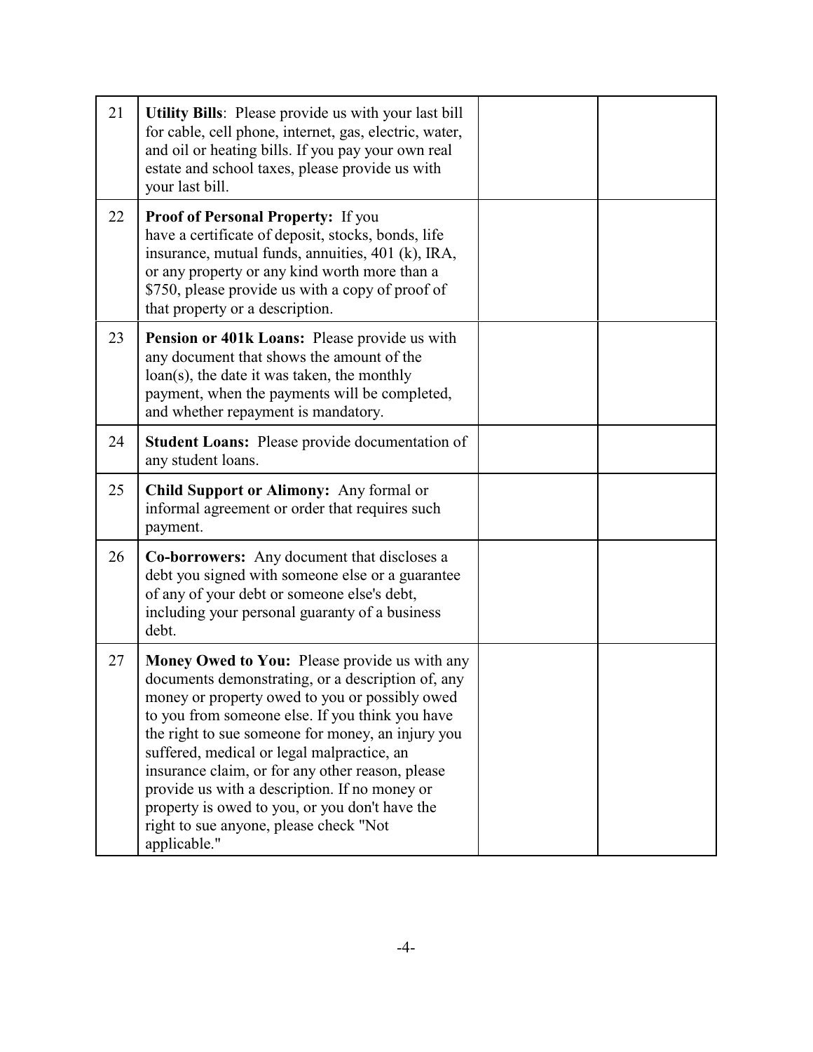| | | | |
|---|---|---|---|
| 21 | **Utility Bills**: Please provide us with your last bill for cable, cell phone, internet, gas, electric, water, and oil or heating bills. If you pay your own real estate and school taxes, please provide us with your last bill. | | |
| 22 | **Proof of Personal Property:** If you have a certificate of deposit, stocks, bonds, life insurance, mutual funds, annuities, 401 (k), IRA, or any property or any kind worth more than a $750, please provide us with a copy of proof of that property or a description. | | |
| 23 | **Pension or 401k Loans:** Please provide us with any document that shows the amount of the loan(s), the date it was taken, the monthly payment, when the payments will be completed, and whether repayment is mandatory. | | |
| 24 | **Student Loans:** Please provide documentation of any student loans. | | |
| 25 | **Child Support or Alimony:** Any formal or informal agreement or order that requires such payment. | | |
| 26 | **Co-borrowers:** Any document that discloses a debt you signed with someone else or a guarantee of any of your debt or someone else's debt, including your personal guaranty of a business debt. | | |
| 27 | **Money Owed to You:** Please provide us with any documents demonstrating, or a description of, any money or property owed to you or possibly owed to you from someone else. If you think you have the right to sue someone for money, an injury you suffered, medical or legal malpractice, an insurance claim, or for any other reason, please provide us with a description. If no money or property is owed to you, or you don't have the right to sue anyone, please check "Not applicable." | | |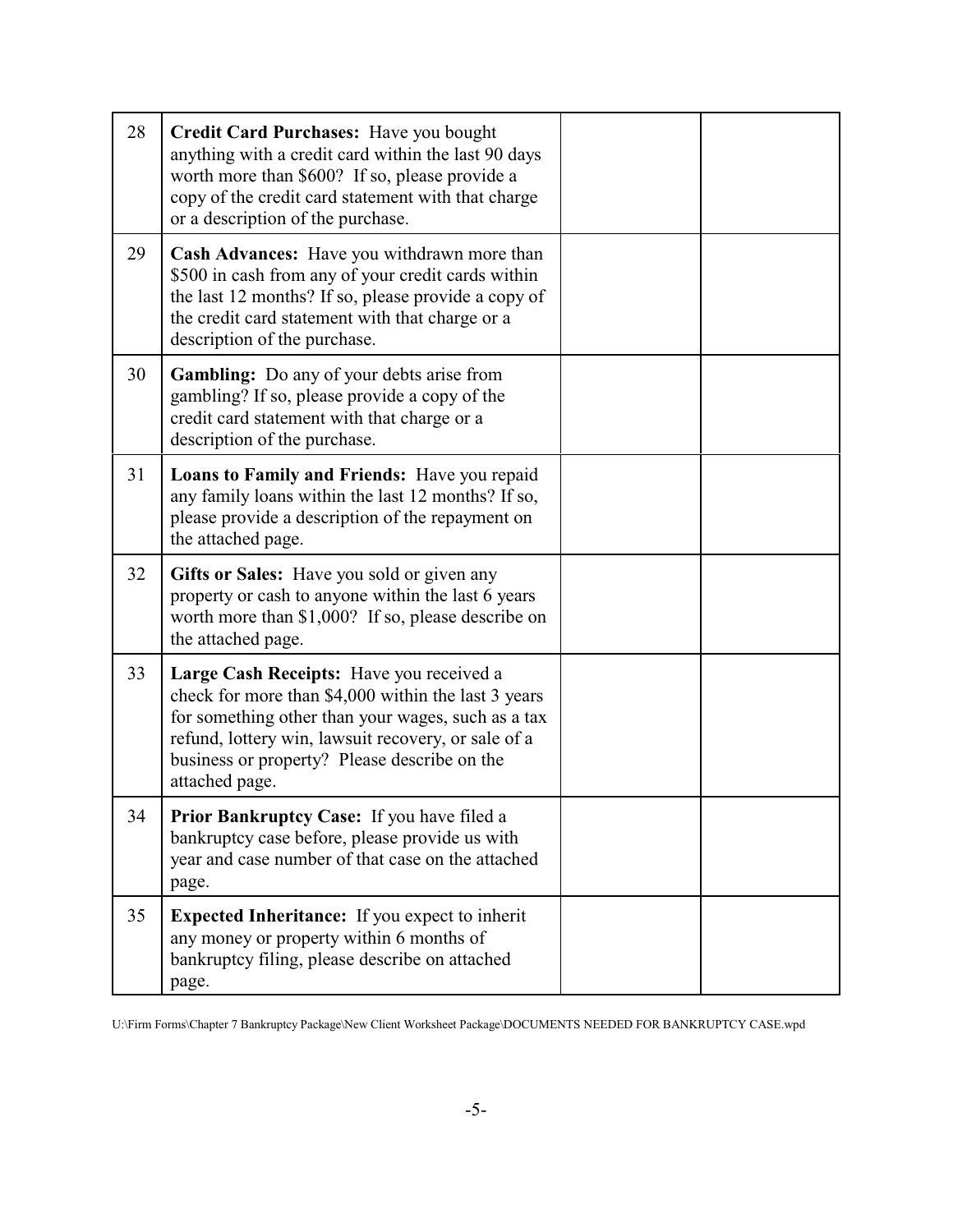| | | | |
|---|---|---|---|
| 28 | **Credit Card Purchases:** Have you bought anything with a credit card within the last 90 days worth more than $600? If so, please provide a copy of the credit card statement with that charge or a description of the purchase. | | |
| 29 | **Cash Advances:** Have you withdrawn more than $500 in cash from any of your credit cards within the last 12 months? If so, please provide a copy of the credit card statement with that charge or a description of the purchase. | | |
| 30 | **Gambling:** Do any of your debts arise from gambling? If so, please provide a copy of the credit card statement with that charge or a description of the purchase. | | |
| 31 | **Loans to Family and Friends:** Have you repaid any family loans within the last 12 months? If so, please provide a description of the repayment on the attached page. | | |
| 32 | **Gifts or Sales:** Have you sold or given any property or cash to anyone within the last 6 years worth more than $1,000? If so, please describe on the attached page. | | |
| 33 | **Large Cash Receipts:** Have you received a check for more than $4,000 within the last 3 years for something other than your wages, such as a tax refund, lottery win, lawsuit recovery, or sale of a business or property? Please describe on the attached page. | | |
| 34 | **Prior Bankruptcy Case:** If you have filed a bankruptcy case before, please provide us with year and case number of that case on the attached page. | | |
| 35 | **Expected Inheritance:** If you expect to inherit any money or property within 6 months of bankruptcy filing, please describe on attached page. | | |

U:\Firm Forms\Chapter 7 Bankruptcy Package\New Client Worksheet Package\DOCUMENTS NEEDED FOR BANKRUPTCY CASE.wpd